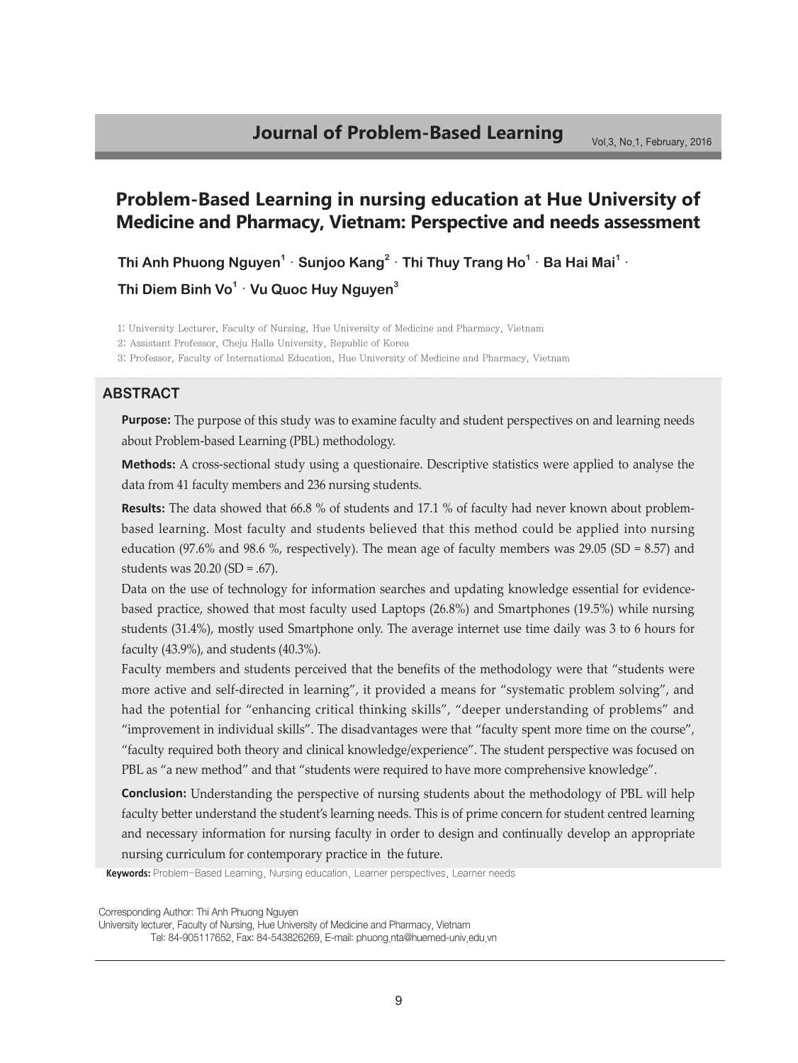# Problem-Based Learning in nursing education at Hue University of Medicine and Pharmacy, Vietnam: Perspective and needs assessment

**Thi Anh Phuong Nguyen[1] · Sunjoo Kang[2] · Thi Thuy Trang Ho[1] · Ba Hai Mai[1] · Thi Diem Binh Vo[1] · Vu Quoc Huy Nguyen[3]**

1: University Lecturer, Faculty of Nursing, Hue University of Medicine and Pharmacy, Vietnam
2: Assistant Professor, Cheju Halla University, Republic of Korea
3: Professor, Faculty of International Education, Hue University of Medicine and Pharmacy, Vietnam

## ABSTRACT

**Purpose:** The purpose of this study was to examine faculty and student perspectives on and learning needs about Problem-based Learning (PBL) methodology.

**Methods:** A cross-sectional study using a questionaire. Descriptive statistics were applied to analyse the data from 41 faculty members and 236 nursing students.

**Results:** The data showed that 66.8 % of students and 17.1 % of faculty had never known about problem-based learning. Most faculty and students believed that this method could be applied into nursing education (97.6% and 98.6 %, respectively). The mean age of faculty members was 29.05 (SD = 8.57) and students was 20.20 (SD = .67).

Data on the use of technology for information searches and updating knowledge essential for evidence-based practice, showed that most faculty used Laptops (26.8%) and Smartphones (19.5%) while nursing students (31.4%), mostly used Smartphone only. The average internet use time daily was 3 to 6 hours for faculty (43.9%), and students (40.3%).

Faculty members and students perceived that the benefits of the methodology were that "students were more active and self-directed in learning", it provided a means for "systematic problem solving", and had the potential for "enhancing critical thinking skills", "deeper understanding of problems" and "improvement in individual skills". The disadvantages were that "faculty spent more time on the course", "faculty required both theory and clinical knowledge/experience". The student perspective was focused on PBL as "a new method" and that "students were required to have more comprehensive knowledge".

**Conclusion:** Understanding the perspective of nursing students about the methodology of PBL will help faculty better understand the student's learning needs. This is of prime concern for student centred learning and necessary information for nursing faculty in order to design and continually develop an appropriate nursing curriculum for contemporary practice in the future.

**Keywords:** Problem-Based Learning, Nursing education, Learner perspectives, Learner needs

Corresponding Author: Thi Anh Phuong Nguyen
University lecturer, Faculty of Nursing, Hue University of Medicine and Pharmacy, Vietnam
Tel: 84-905117652, Fax: 84-543826269, E-mail: phuong.nta@huemed-univ.edu.vn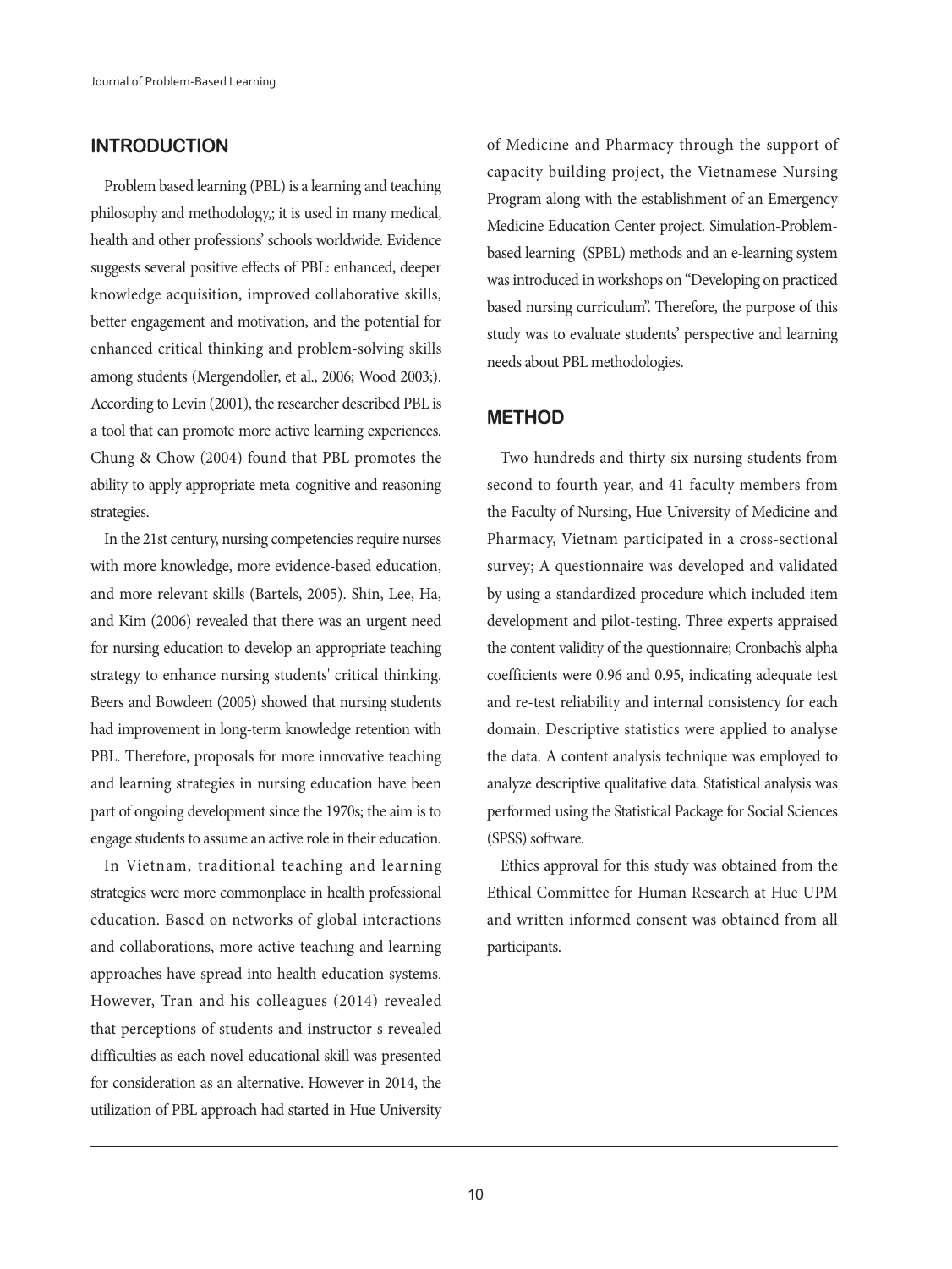## INTRODUCTION

Problem based learning (PBL) is a learning and teaching philosophy and methodology,; it is used in many medical, health and other professions' schools worldwide. Evidence suggests several positive effects of PBL: enhanced, deeper knowledge acquisition, improved collaborative skills, better engagement and motivation, and the potential for enhanced critical thinking and problem-solving skills among students (Mergendoller, et al., 2006; Wood 2003;). According to Levin (2001), the researcher described PBL is a tool that can promote more active learning experiences. Chung & Chow (2004) found that PBL promotes the ability to apply appropriate meta-cognitive and reasoning strategies.

In the 21st century, nursing competencies require nurses with more knowledge, more evidence-based education, and more relevant skills (Bartels, 2005). Shin, Lee, Ha, and Kim (2006) revealed that there was an urgent need for nursing education to develop an appropriate teaching strategy to enhance nursing students' critical thinking. Beers and Bowdeen (2005) showed that nursing students had improvement in long-term knowledge retention with PBL. Therefore, proposals for more innovative teaching and learning strategies in nursing education have been part of ongoing development since the 1970s; the aim is to engage students to assume an active role in their education.

In Vietnam, traditional teaching and learning strategies were more commonplace in health professional education. Based on networks of global interactions and collaborations, more active teaching and learning approaches have spread into health education systems. However, Tran and his colleagues (2014) revealed that perceptions of students and instructor s revealed difficulties as each novel educational skill was presented for consideration as an alternative. However in 2014, the utilization of PBL approach had started in Hue University of Medicine and Pharmacy through the support of capacity building project, the Vietnamese Nursing Program along with the establishment of an Emergency Medicine Education Center project. Simulation-Problem-based learning (SPBL) methods and an e-learning system was introduced in workshops on "Developing on practiced based nursing curriculum". Therefore, the purpose of this study was to evaluate students' perspective and learning needs about PBL methodologies.

## METHOD

Two-hundreds and thirty-six nursing students from second to fourth year, and 41 faculty members from the Faculty of Nursing, Hue University of Medicine and Pharmacy, Vietnam participated in a cross-sectional survey; A questionnaire was developed and validated by using a standardized procedure which included item development and pilot-testing. Three experts appraised the content validity of the questionnaire; Cronbach's alpha coefficients were 0.96 and 0.95, indicating adequate test and re-test reliability and internal consistency for each domain. Descriptive statistics were applied to analyse the data. A content analysis technique was employed to analyze descriptive qualitative data. Statistical analysis was performed using the Statistical Package for Social Sciences (SPSS) software.

Ethics approval for this study was obtained from the Ethical Committee for Human Research at Hue UPM and written informed consent was obtained from all participants.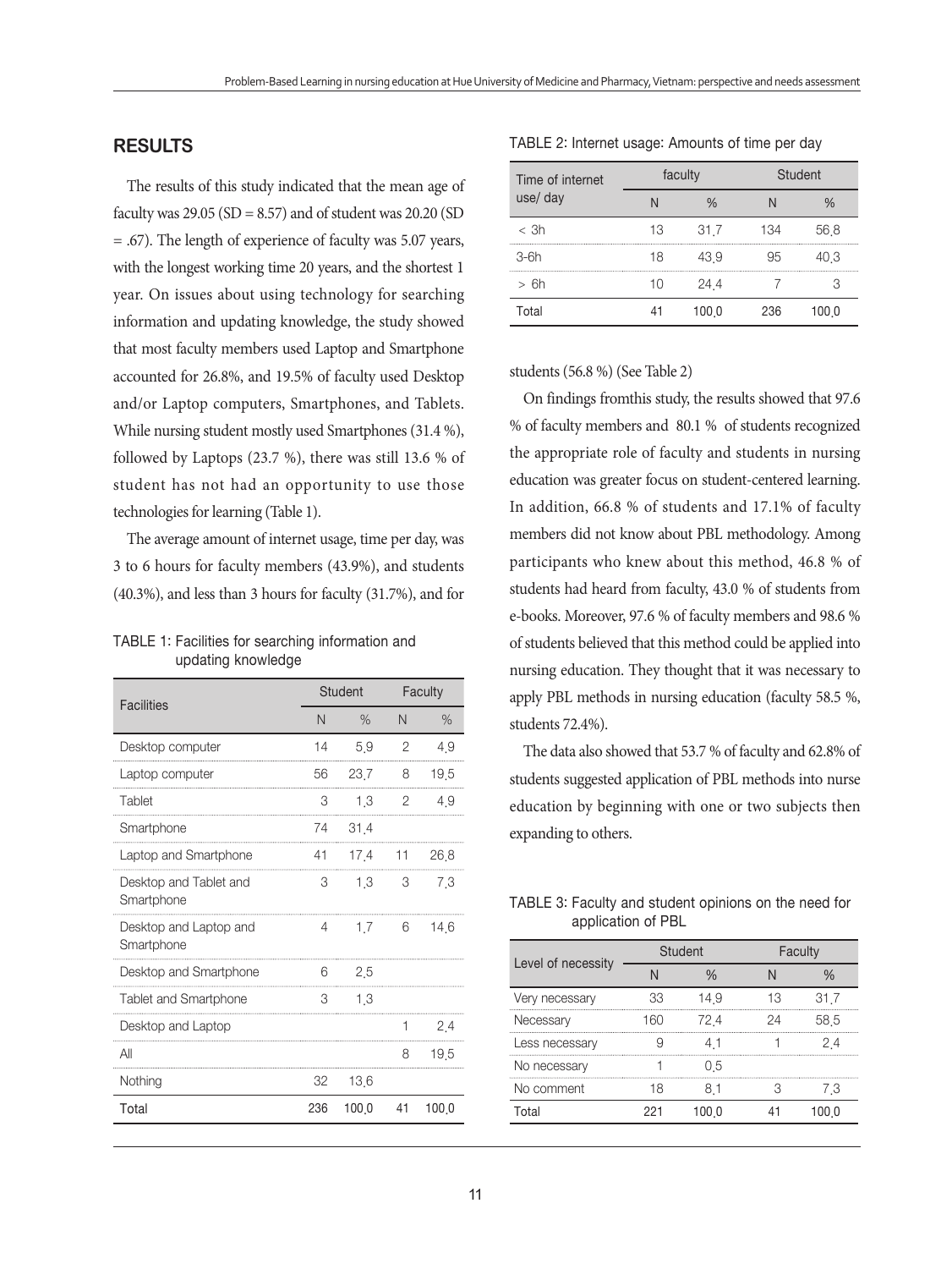## RESULTS

The results of this study indicated that the mean age of faculty was 29.05 (SD = 8.57) and of student was 20.20 (SD = .67). The length of experience of faculty was 5.07 years, with the longest working time 20 years, and the shortest 1 year. On issues about using technology for searching information and updating knowledge, the study showed that most faculty members used Laptop and Smartphone accounted for 26.8%, and 19.5% of faculty used Desktop and/or Laptop computers, Smartphones, and Tablets. While nursing student mostly used Smartphones (31.4 %), followed by Laptops (23.7 %), there was still 13.6 % of student has not had an opportunity to use those technologies for learning (Table 1).

The average amount of internet usage, time per day, was 3 to 6 hours for faculty members (43.9%), and students (40.3%), and less than 3 hours for faculty (31.7%), and for students (56.8 %) (See Table 2)

TABLE 1: Facilities for searching information and updating knowledge

| Facilities | Student | | Faculty | |
|---|---|---|---|---|
| | N | % | N | % |
| Desktop computer | 14 | 5.9 | 2 | 4.9 |
| Laptop computer | 56 | 23.7 | 8 | 19.5 |
| Tablet | 3 | 1.3 | 2 | 4.9 |
| Smartphone | 74 | 31.4 | | |
| Laptop and Smartphone | 41 | 17.4 | 11 | 26.8 |
| Desktop and Tablet and Smartphone | 3 | 1.3 | 3 | 7.3 |
| Desktop and Laptop and Smartphone | 4 | 1.7 | 6 | 14.6 |
| Desktop and Smartphone | 6 | 2.5 | | |
| Tablet and Smartphone | 3 | 1.3 | | |
| Desktop and Laptop | | | 1 | 2.4 |
| All | | | 8 | 19.5 |
| Nothing | 32 | 13.6 | | |
| Total | 236 | 100.0 | 41 | 100.0 |

TABLE 2: Internet usage: Amounts of time per day

| Time of internet use/ day | faculty | | Student | |
|---|---|---|---|---|
| | N | % | N | % |
| < 3h | 13 | 31.7 | 134 | 56.8 |
| 3-6h | 18 | 43.9 | 95 | 40.3 |
| > 6h | 10 | 24.4 | 7 | 3 |
| Total | 41 | 100.0 | 236 | 100.0 |

On findings fromthis study, the results showed that 97.6 % of faculty members and 80.1 % of students recognized the appropriate role of faculty and students in nursing education was greater focus on student-centered learning. In addition, 66.8 % of students and 17.1% of faculty members did not know about PBL methodology. Among participants who knew about this method, 46.8 % of students had heard from faculty, 43.0 % of students from e-books. Moreover, 97.6 % of faculty members and 98.6 % of students believed that this method could be applied into nursing education. They thought that it was necessary to apply PBL methods in nursing education (faculty 58.5 %, students 72.4%).

The data also showed that 53.7 % of faculty and 62.8% of students suggested application of PBL methods into nurse education by beginning with one or two subjects then expanding to others.

TABLE 3: Faculty and student opinions on the need for application of PBL

| Level of necessity | Student | | Faculty | |
|---|---|---|---|---|
| | N | % | N | % |
| Very necessary | 33 | 14.9 | 13 | 31.7 |
| Necessary | 160 | 72.4 | 24 | 58.5 |
| Less necessary | 9 | 4.1 | 1 | 2.4 |
| No necessary | 1 | 0.5 | | |
| No comment | 18 | 8.1 | 3 | 7.3 |
| Total | 221 | 100.0 | 41 | 100.0 |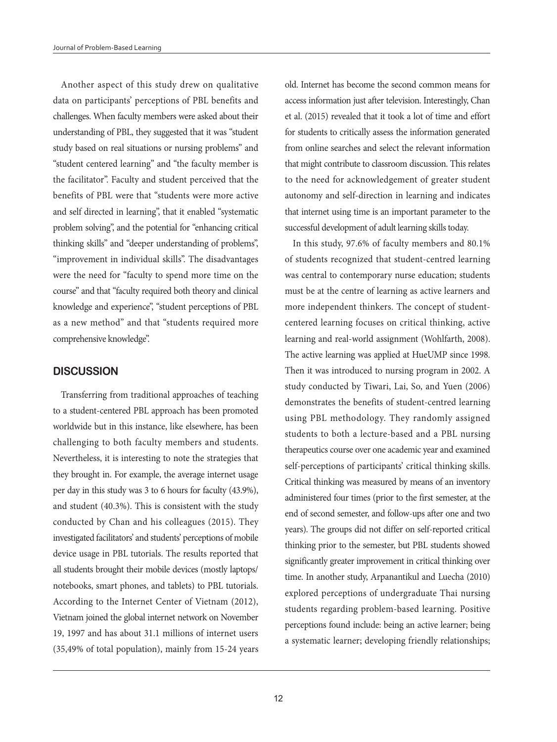Another aspect of this study drew on qualitative data on participants' perceptions of PBL benefits and challenges. When faculty members were asked about their understanding of PBL, they suggested that it was "student study based on real situations or nursing problems" and "student centered learning" and "the faculty member is the facilitator". Faculty and student perceived that the benefits of PBL were that "students were more active and self directed in learning", that it enabled "systematic problem solving", and the potential for "enhancing critical thinking skills" and "deeper understanding of problems", "improvement in individual skills". The disadvantages were the need for "faculty to spend more time on the course" and that "faculty required both theory and clinical knowledge and experience", "student perceptions of PBL as a new method" and that "students required more comprehensive knowledge".

## DISCUSSION

Transferring from traditional approaches of teaching to a student-centered PBL approach has been promoted worldwide but in this instance, like elsewhere, has been challenging to both faculty members and students. Nevertheless, it is interesting to note the strategies that they brought in. For example, the average internet usage per day in this study was 3 to 6 hours for faculty (43.9%), and student (40.3%). This is consistent with the study conducted by Chan and his colleagues (2015). They investigated facilitators' and students' perceptions of mobile device usage in PBL tutorials. The results reported that all students brought their mobile devices (mostly laptops/notebooks, smart phones, and tablets) to PBL tutorials. According to the Internet Center of Vietnam (2012), Vietnam joined the global internet network on November 19, 1997 and has about 31.1 millions of internet users (35,49% of total population), mainly from 15-24 years old. Internet has become the second common means for access information just after television. Interestingly, Chan et al. (2015) revealed that it took a lot of time and effort for students to critically assess the information generated from online searches and select the relevant information that might contribute to classroom discussion. This relates to the need for acknowledgement of greater student autonomy and self-direction in learning and indicates that internet using time is an important parameter to the successful development of adult learning skills today.

In this study, 97.6% of faculty members and 80.1% of students recognized that student-centred learning was central to contemporary nurse education; students must be at the centre of learning as active learners and more independent thinkers. The concept of student-centered learning focuses on critical thinking, active learning and real-world assignment (Wohlfarth, 2008). The active learning was applied at HueUMP since 1998. Then it was introduced to nursing program in 2002. A study conducted by Tiwari, Lai, So, and Yuen (2006) demonstrates the benefits of student-centred learning using PBL methodology. They randomly assigned students to both a lecture-based and a PBL nursing therapeutics course over one academic year and examined self-perceptions of participants' critical thinking skills. Critical thinking was measured by means of an inventory administered four times (prior to the first semester, at the end of second semester, and follow-ups after one and two years). The groups did not differ on self-reported critical thinking prior to the semester, but PBL students showed significantly greater improvement in critical thinking over time. In another study, Arpanantikul and Luecha (2010) explored perceptions of undergraduate Thai nursing students regarding problem-based learning. Positive perceptions found include: being an active learner; being a systematic learner; developing friendly relationships;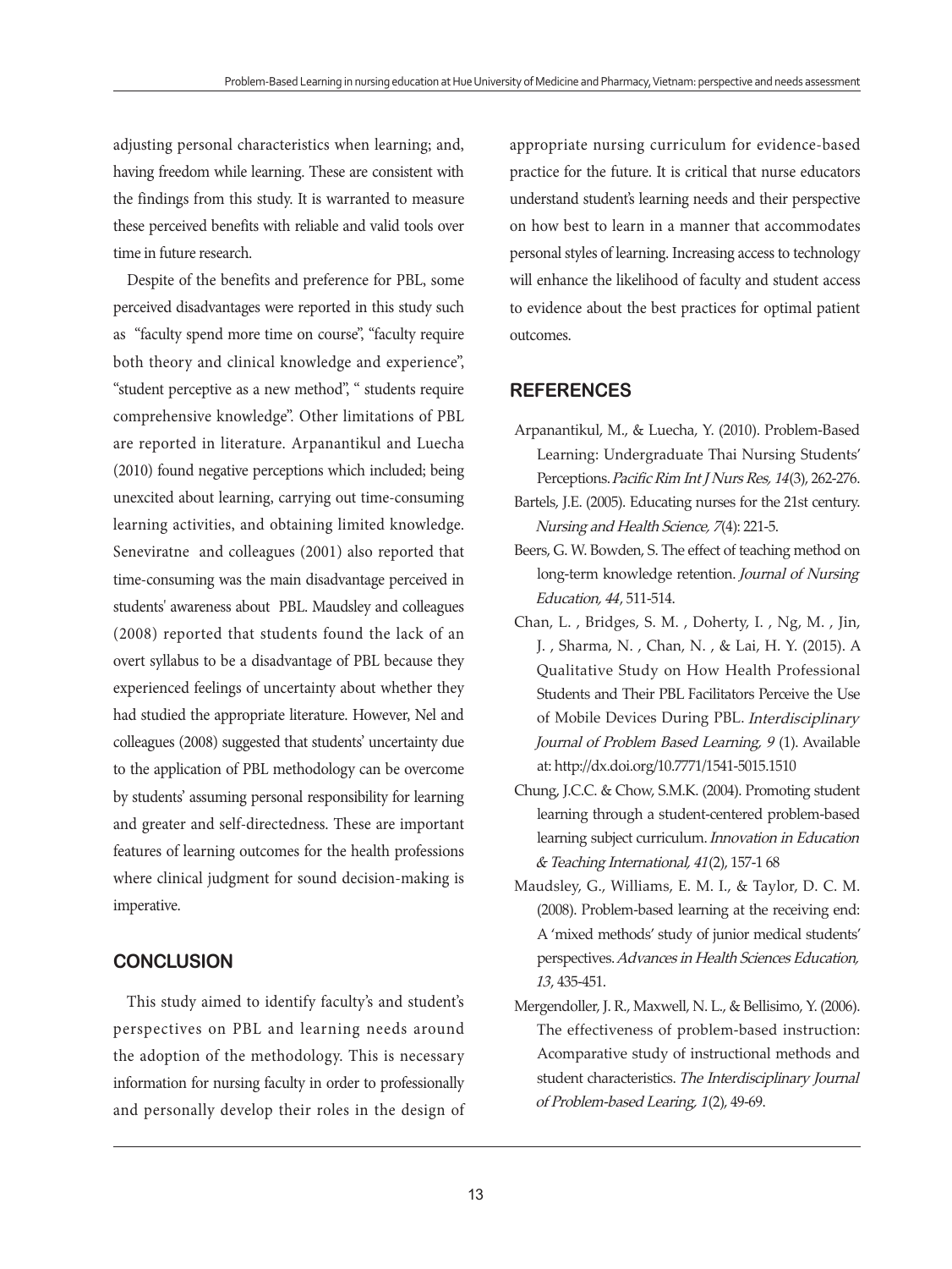adjusting personal characteristics when learning; and, having freedom while learning. These are consistent with the findings from this study. It is warranted to measure these perceived benefits with reliable and valid tools over time in future research.

Despite of the benefits and preference for PBL, some perceived disadvantages were reported in this study such as "faculty spend more time on course", "faculty require both theory and clinical knowledge and experience", "student perceptive as a new method", " students require comprehensive knowledge". Other limitations of PBL are reported in literature. Arpanantikul and Luecha (2010) found negative perceptions which included; being unexcited about learning, carrying out time-consuming learning activities, and obtaining limited knowledge. Seneviratne and colleagues (2001) also reported that time-consuming was the main disadvantage perceived in students' awareness about PBL. Maudsley and colleagues (2008) reported that students found the lack of an overt syllabus to be a disadvantage of PBL because they experienced feelings of uncertainty about whether they had studied the appropriate literature. However, Nel and colleagues (2008) suggested that students' uncertainty due to the application of PBL methodology can be overcome by students' assuming personal responsibility for learning and greater and self-directedness. These are important features of learning outcomes for the health professions where clinical judgment for sound decision-making is imperative.

## CONCLUSION

This study aimed to identify faculty's and student's perspectives on PBL and learning needs around the adoption of the methodology. This is necessary information for nursing faculty in order to professionally and personally develop their roles in the design of appropriate nursing curriculum for evidence-based practice for the future. It is critical that nurse educators understand student's learning needs and their perspective on how best to learn in a manner that accommodates personal styles of learning. Increasing access to technology will enhance the likelihood of faculty and student access to evidence about the best practices for optimal patient outcomes.

## REFERENCES

Arpanantikul, M., & Luecha, Y. (2010). Problem-Based Learning: Undergraduate Thai Nursing Students' Perceptions. *Pacific Rim Int J Nurs Res, 14*(3), 262-276.

Bartels, J.E. (2005). Educating nurses for the 21st century. *Nursing and Health Science, 7*(4): 221-5.

Beers, G. W. Bowden, S. The effect of teaching method on long-term knowledge retention. *Journal of Nursing Education, 44*, 511-514.

Chan, L. , Bridges, S. M. , Doherty, I. , Ng, M. , Jin, J. , Sharma, N. , Chan, N. , & Lai, H. Y. (2015). A Qualitative Study on How Health Professional Students and Their PBL Facilitators Perceive the Use of Mobile Devices During PBL. *Interdisciplinary Journal of Problem Based Learning, 9* (1). Available at: http://dx.doi.org/10.7771/1541-5015.1510

Chung, J.C.C. & Chow, S.M.K. (2004). Promoting student learning through a student-centered problem-based learning subject curriculum. *Innovation in Education & Teaching International, 41*(2), 157-1 68

Maudsley, G., Williams, E. M. I., & Taylor, D. C. M. (2008). Problem-based learning at the receiving end: A 'mixed methods' study of junior medical students' perspectives. *Advances in Health Sciences Education, 13*, 435-451.

Mergendoller, J. R., Maxwell, N. L., & Bellisimo, Y. (2006). The effectiveness of problem-based instruction: Acomparative study of instructional methods and student characteristics. *The Interdisciplinary Journal of Problem-based Learing, 1*(2), 49-69.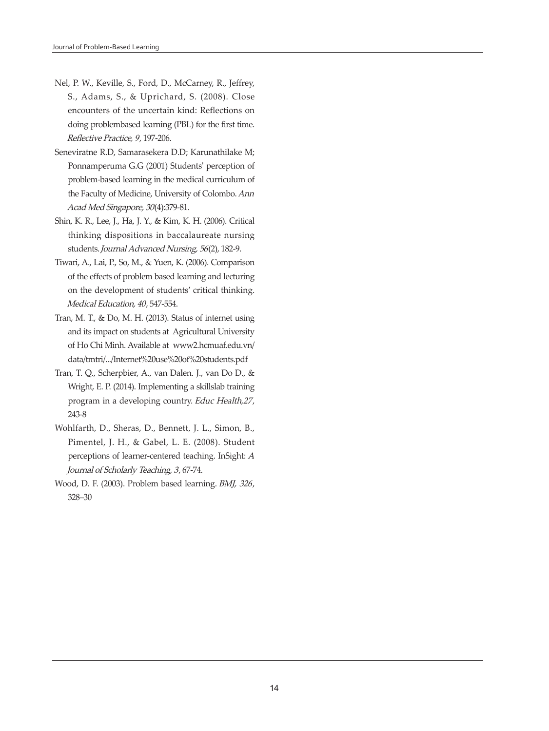Nel, P. W., Keville, S., Ford, D., McCarney, R., Jeffrey, S., Adams, S., & Uprichard, S. (2008). Close encounters of the uncertain kind: Reflections on doing problembased learning (PBL) for the first time. *Reflective Practice, 9*, 197-206.

Seneviratne R.D, Samarasekera D.D; Karunathilake M; Ponnamperuma G.G (2001) Students' perception of problem-based learning in the medical curriculum of the Faculty of Medicine, University of Colombo. *Ann Acad Med Singapore, 30*(4):379-81.

Shin, K. R., Lee, J., Ha, J. Y., & Kim, K. H. (2006). Critical thinking dispositions in baccalaureate nursing students. *Journal Advanced Nursing, 56*(2), 182-9.

Tiwari, A., Lai, P., So, M., & Yuen, K. (2006). Comparison of the effects of problem based learning and lecturing on the development of students' critical thinking. *Medical Education, 40*, 547-554.

Tran, M. T., & Do, M. H. (2013). Status of internet using and its impact on students at Agricultural University of Ho Chi Minh. Available at www2.hcmuaf.edu.vn/data/tmtri/.../Internet%20use%20of%20students.pdf

Tran, T. Q., Scherpbier, A., van Dalen. J., van Do D., & Wright, E. P. (2014). Implementing a skillslab training program in a developing country. *Educ Health,27*, 243-8

Wohlfarth, D., Sheras, D., Bennett, J. L., Simon, B., Pimentel, J. H., & Gabel, L. E. (2008). Student perceptions of learner-centered teaching. InSight: *A Journal of Scholarly Teaching, 3*, 67-74.

Wood, D. F. (2003). Problem based learning. *BMJ, 326*, 328–30